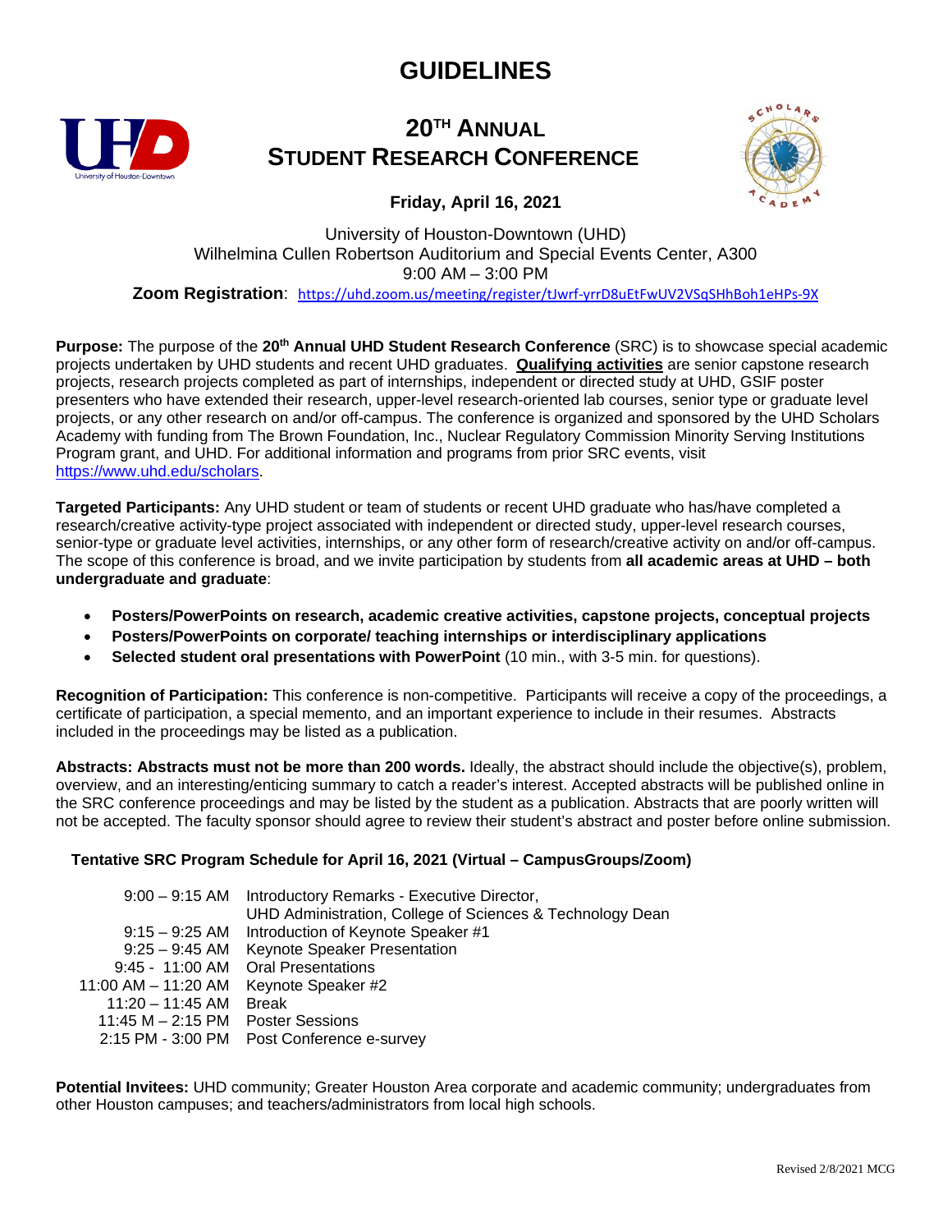# GUIDELINES

## 20TH ANNUAL STUDENT RESEARCH CONFERENCE

**Friday, April 16, 2021**

University of Houston-Downtown (UHD)
Wilhelmina Cullen Robertson Auditorium and Special Events Center, A300
9:00 AM – 3:00 PM

**Zoom Registration**: https://uhd.zoom.us/meeting/register/tJwrf-yrrD8uEtFwUV2VSqSHhBoh1eHPs-9X

**Purpose:** The purpose of the **20th Annual UHD Student Research Conference** (SRC) is to showcase special academic projects undertaken by UHD students and recent UHD graduates. **Qualifying activities** are senior capstone research projects, research projects completed as part of internships, independent or directed study at UHD, GSIF poster presenters who have extended their research, upper-level research-oriented lab courses, senior type or graduate level projects, or any other research on and/or off-campus. The conference is organized and sponsored by the UHD Scholars Academy with funding from The Brown Foundation, Inc., Nuclear Regulatory Commission Minority Serving Institutions Program grant, and UHD. For additional information and programs from prior SRC events, visit https://www.uhd.edu/scholars.

**Targeted Participants:** Any UHD student or team of students or recent UHD graduate who has/have completed a research/creative activity-type project associated with independent or directed study, upper-level research courses, senior-type or graduate level activities, internships, or any other form of research/creative activity on and/or off-campus. The scope of this conference is broad, and we invite participation by students from **all academic areas at UHD – both undergraduate and graduate**:

- **Posters/PowerPoints on research, academic creative activities, capstone projects, conceptual projects**
- **Posters/PowerPoints on corporate/ teaching internships or interdisciplinary applications**
- **Selected student oral presentations with PowerPoint** (10 min., with 3-5 min. for questions).

**Recognition of Participation:** This conference is non-competitive. Participants will receive a copy of the proceedings, a certificate of participation, a special memento, and an important experience to include in their resumes. Abstracts included in the proceedings may be listed as a publication.

**Abstracts: Abstracts must not be more than 200 words.** Ideally, the abstract should include the objective(s), problem, overview, and an interesting/enticing summary to catch a reader's interest. Accepted abstracts will be published online in the SRC conference proceedings and may be listed by the student as a publication. Abstracts that are poorly written will not be accepted. The faculty sponsor should agree to review their student's abstract and poster before online submission.

**Tentative SRC Program Schedule for April 16, 2021 (Virtual – CampusGroups/Zoom)**

| Time | Event |
|---|---|
| 9:00 – 9:15 AM | Introductory Remarks - Executive Director, UHD Administration, College of Sciences & Technology Dean |
| 9:15 – 9:25 AM | Introduction of Keynote Speaker #1 |
| 9:25 – 9:45 AM | Keynote Speaker Presentation |
| 9:45 - 11:00 AM | Oral Presentations |
| 11:00 AM – 11:20 AM | Keynote Speaker #2 |
| 11:20 – 11:45 AM | Break |
| 11:45 M – 2:15 PM | Poster Sessions |
| 2:15 PM - 3:00 PM | Post Conference e-survey |

**Potential Invitees:** UHD community; Greater Houston Area corporate and academic community; undergraduates from other Houston campuses; and teachers/administrators from local high schools.

Revised 2/8/2021 MCG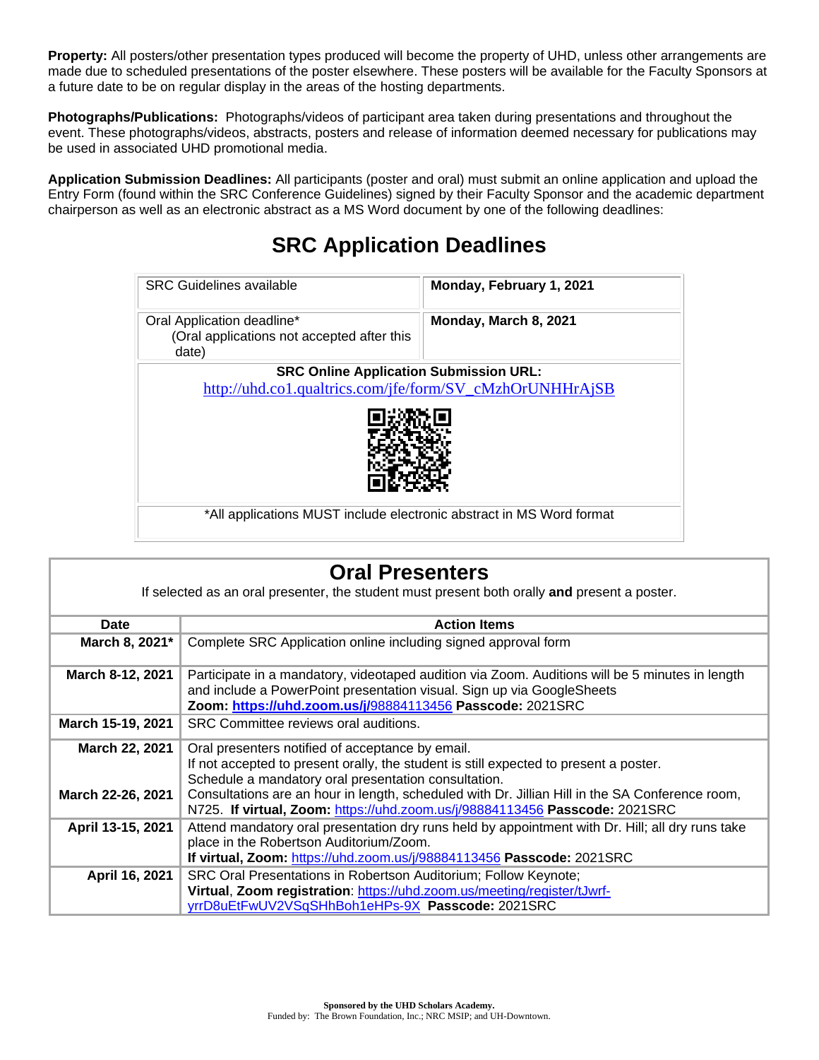**Property:** All posters/other presentation types produced will become the property of UHD, unless other arrangements are made due to scheduled presentations of the poster elsewhere. These posters will be available for the Faculty Sponsors at a future date to be on regular display in the areas of the hosting departments.

**Photographs/Publications:** Photographs/videos of participant area taken during presentations and throughout the event. These photographs/videos, abstracts, posters and release of information deemed necessary for publications may be used in associated UHD promotional media.

**Application Submission Deadlines:** All participants (poster and oral) must submit an online application and upload the Entry Form (found within the SRC Conference Guidelines) signed by their Faculty Sponsor and the academic department chairperson as well as an electronic abstract as a MS Word document by one of the following deadlines:

## SRC Application Deadlines

| | |
|---|---|
| SRC Guidelines available | **Monday, February 1, 2021** |
| Oral Application deadline* (Oral applications not accepted after this date) | **Monday, March 8, 2021** |
| **SRC Online Application Submission URL:** http://uhd.co1.qualtrics.com/jfe/form/SV_cMzhOrUNHHrAjSB | |
| *All applications MUST include electronic abstract in MS Word format | |

## Oral Presenters

If selected as an oral presenter, the student must present both orally **and** present a poster.

| Date | Action Items |
|---|---|
| **March 8, 2021*** | Complete SRC Application online including signed approval form |
| **March 8-12, 2021** | Participate in a mandatory, videotaped audition via Zoom. Auditions will be 5 minutes in length and include a PowerPoint presentation visual. Sign up via GoogleSheets **Zoom: https://uhd.zoom.us/j/**98884113456 **Passcode:** 2021SRC |
| **March 15-19, 2021** | SRC Committee reviews oral auditions. |
| **March 22, 2021** | Oral presenters notified of acceptance by email. If not accepted to present orally, the student is still expected to present a poster. Schedule a mandatory oral presentation consultation. |
| **March 22-26, 2021** | Consultations are an hour in length, scheduled with Dr. Jillian Hill in the SA Conference room, N725. **If virtual, Zoom:** https://uhd.zoom.us/j/98884113456 **Passcode:** 2021SRC |
| **April 13-15, 2021** | Attend mandatory oral presentation dry runs held by appointment with Dr. Hill; all dry runs take place in the Robertson Auditorium/Zoom. **If virtual, Zoom:** https://uhd.zoom.us/j/98884113456 **Passcode:** 2021SRC |
| **April 16, 2021** | SRC Oral Presentations in Robertson Auditorium; Follow Keynote; **Virtual**, **Zoom registration**: https://uhd.zoom.us/meeting/register/tJwrf-yrrD8uEtFwUV2VSqSHhBoh1eHPs-9X **Passcode:** 2021SRC |

**Sponsored by the UHD Scholars Academy.**
Funded by: The Brown Foundation, Inc.; NRC MSIP; and UH-Downtown.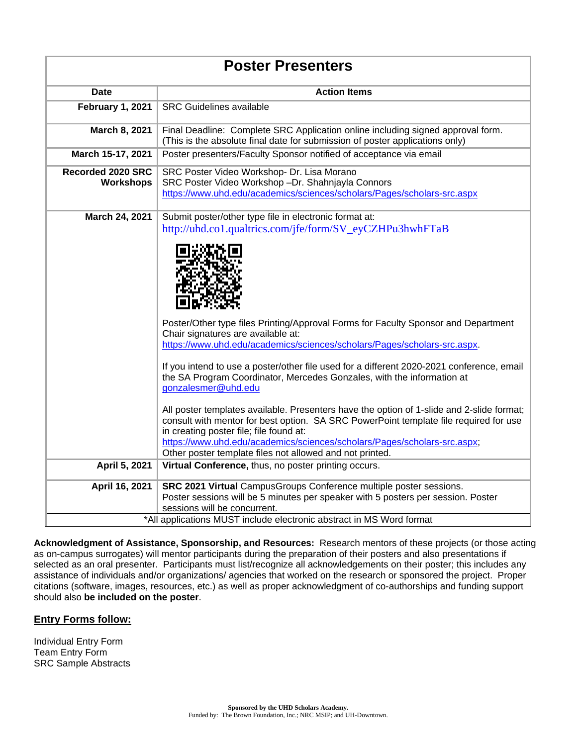| Poster Presenters | |
|---|---|
| **Date** | **Action Items** |
| **February 1, 2021** | SRC Guidelines available |
| **March 8, 2021** | Final Deadline: Complete SRC Application online including signed approval form. (This is the absolute final date for submission of poster applications only) |
| **March 15-17, 2021** | Poster presenters/Faculty Sponsor notified of acceptance via email |
| **Recorded 2020 SRC Workshops** | SRC Poster Video Workshop- Dr. Lisa Morano<br>SRC Poster Video Workshop –Dr. Shahnjayla Connors<br>https://www.uhd.edu/academics/sciences/scholars/Pages/scholars-src.aspx |
| **March 24, 2021** | Submit poster/other type file in electronic format at:<br>http://uhd.co1.qualtrics.com/jfe/form/SV_eyCZHPu3hwhFTaB<br><br>Poster/Other type files Printing/Approval Forms for Faculty Sponsor and Department Chair signatures are available at:<br>https://www.uhd.edu/academics/sciences/scholars/Pages/scholars-src.aspx.<br><br>If you intend to use a poster/other file used for a different 2020-2021 conference, email the SA Program Coordinator, Mercedes Gonzales, with the information at gonzalesmer@uhd.edu<br><br>All poster templates available. Presenters have the option of 1-slide and 2-slide format; consult with mentor for best option. SA SRC PowerPoint template file required for use in creating poster file; file found at:<br>https://www.uhd.edu/academics/sciences/scholars/Pages/scholars-src.aspx;<br>Other poster template files not allowed and not printed. |
| **April 5, 2021** | **Virtual Conference,** thus, no poster printing occurs. |
| **April 16, 2021** | **SRC 2021 Virtual** CampusGroups Conference multiple poster sessions.<br>Poster sessions will be 5 minutes per speaker with 5 posters per session. Poster sessions will be concurrent. |
| *All applications MUST include electronic abstract in MS Word format | |

**Acknowledgment of Assistance, Sponsorship, and Resources:** Research mentors of these projects (or those acting as on-campus surrogates) will mentor participants during the preparation of their posters and also presentations if selected as an oral presenter. Participants must list/recognize all acknowledgements on their poster; this includes any assistance of individuals and/or organizations/ agencies that worked on the research or sponsored the project. Proper citations (software, images, resources, etc.) as well as proper acknowledgment of co-authorships and funding support should also **be included on the poster**.

**Entry Forms follow:**

Individual Entry Form
Team Entry Form
SRC Sample Abstracts

**Sponsored by the UHD Scholars Academy.**
Funded by: The Brown Foundation, Inc.; NRC MSIP; and UH-Downtown.